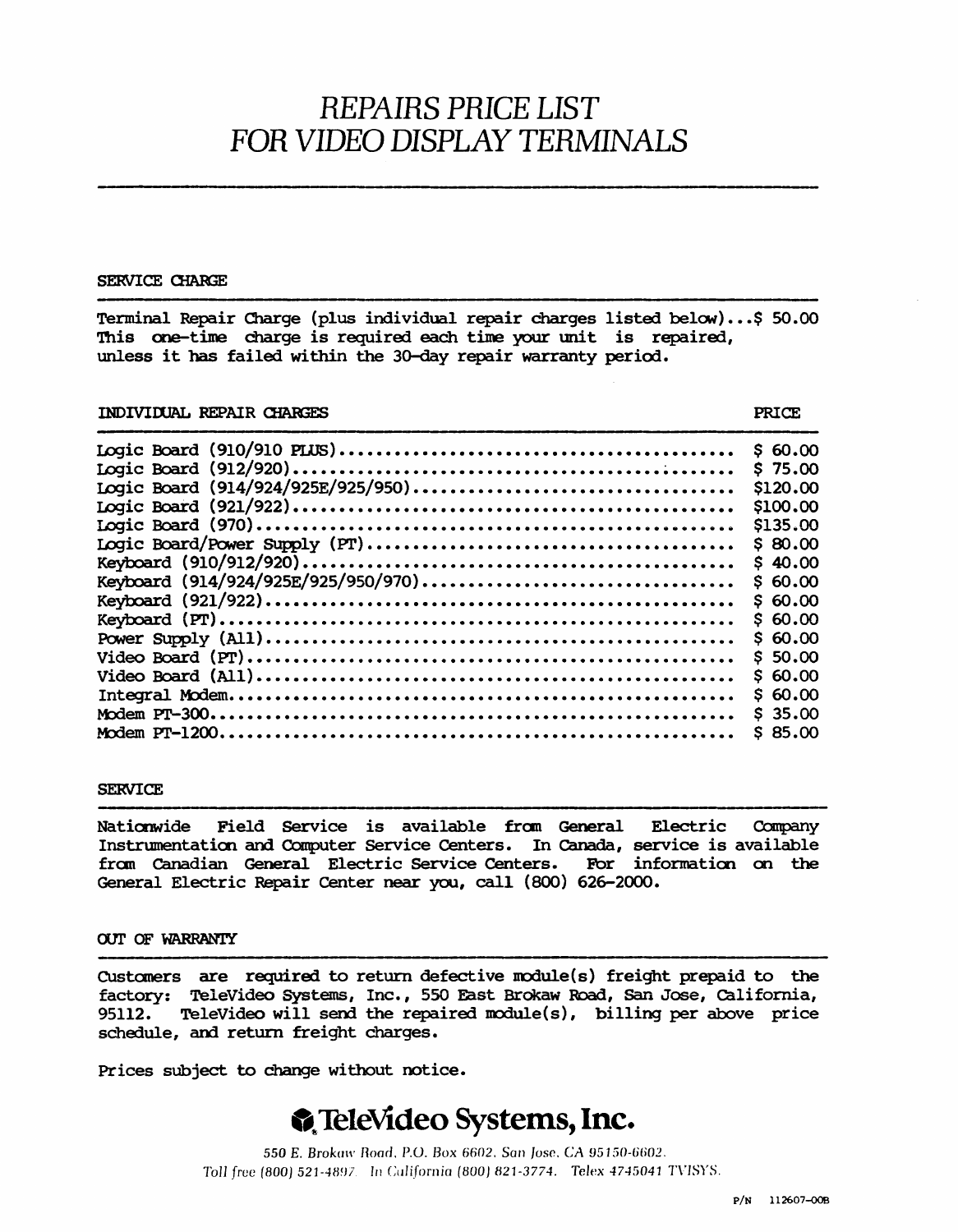# REPAIRS PRICE LIST FOR VIDEO DISPLAY TERMINALS

## SERVICE CHARGE

Terminal Repair Charge (plus individual repair charges listed below)...$ 50.00
This one-time charge is required each time your unit is repaired, unless it has failed within the 30-day repair warranty period.

## INDIVIDUAL REPAIR CHARGES

| INDIVIDUAL REPAIR CHARGES | PRICE |
|---|---|
| Logic Board (910/910 PLUS) | $ 60.00 |
| Logic Board (912/920) | $ 75.00 |
| Logic Board (914/924/925E/925/950) | $120.00 |
| Logic Board (921/922) | $100.00 |
| Logic Board (970) | $135.00 |
| Logic Board/Power Supply (PT) | $ 80.00 |
| Keyboard (910/912/920) | $ 40.00 |
| Keyboard (914/924/925E/925/950/970) | $ 60.00 |
| Keyboard (921/922) | $ 60.00 |
| Keyboard (PT) | $ 60.00 |
| Power Supply (All) | $ 60.00 |
| Video Board (PT) | $ 50.00 |
| Video Board (All) | $ 60.00 |
| Integral Modem | $ 60.00 |
| Modem PT-300 | $ 35.00 |
| Modem PT-1200 | $ 85.00 |

## SERVICE

Nationwide Field Service is available from General Electric Company Instrumentation and Computer Service Centers. In Canada, service is available from Canadian General Electric Service Centers. For information on the General Electric Repair Center near you, call (800) 626-2000.

## OUT OF WARRANTY

Customers are required to return defective module(s) freight prepaid to the factory: TeleVideo Systems, Inc., 550 East Brokaw Road, San Jose, California, 95112. TeleVideo will send the repaired module(s), billing per above price schedule, and return freight charges.

Prices subject to change without notice.

**TeleVideo Systems, Inc.**

*550 E. Brokaw Road, P.O. Box 6602, San Jose, CA 95150-6602.*
*Toll free (800) 521-4897. In California (800) 821-3774. Telex 4745041 TVISYS.*

P/N 112607-00B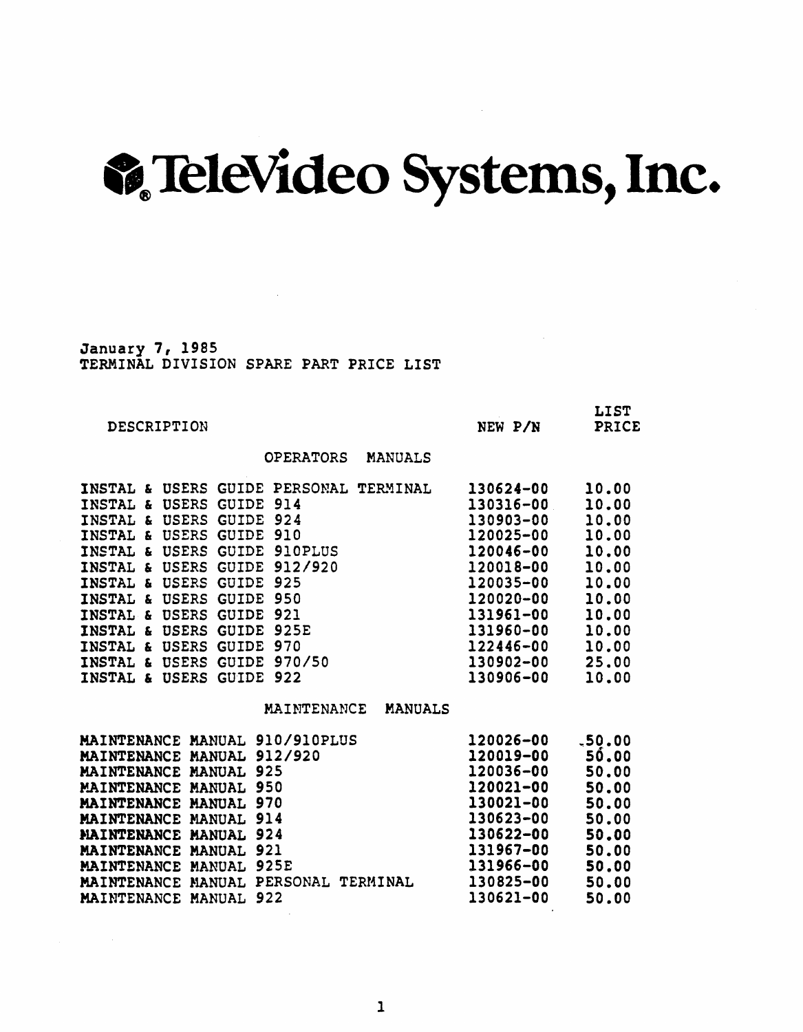# TeleVideo Systems, Inc.

January 7, 1985
TERMINAL DIVISION SPARE PART PRICE LIST

| DESCRIPTION | NEW P/N | LIST PRICE |
|---|---|---|
| **OPERATORS MANUALS** | | |
| INSTAL & USERS GUIDE PERSONAL TERMINAL | 130624-00 | 10.00 |
| INSTAL & USERS GUIDE 914 | 130316-00 | 10.00 |
| INSTAL & USERS GUIDE 924 | 130903-00 | 10.00 |
| INSTAL & USERS GUIDE 910 | 120025-00 | 10.00 |
| INSTAL & USERS GUIDE 910PLUS | 120046-00 | 10.00 |
| INSTAL & USERS GUIDE 912/920 | 120018-00 | 10.00 |
| INSTAL & USERS GUIDE 925 | 120035-00 | 10.00 |
| INSTAL & USERS GUIDE 950 | 120020-00 | 10.00 |
| INSTAL & USERS GUIDE 921 | 131961-00 | 10.00 |
| INSTAL & USERS GUIDE 925E | 131960-00 | 10.00 |
| INSTAL & USERS GUIDE 970 | 122446-00 | 10.00 |
| INSTAL & USERS GUIDE 970/50 | 130902-00 | 25.00 |
| INSTAL & USERS GUIDE 922 | 130906-00 | 10.00 |
| **MAINTENANCE MANUALS** | | |
| MAINTENANCE MANUAL 910/910PLUS | 120026-00 | 50.00 |
| MAINTENANCE MANUAL 912/920 | 120019-00 | 50.00 |
| MAINTENANCE MANUAL 925 | 120036-00 | 50.00 |
| MAINTENANCE MANUAL 950 | 120021-00 | 50.00 |
| MAINTENANCE MANUAL 970 | 130021-00 | 50.00 |
| MAINTENANCE MANUAL 914 | 130623-00 | 50.00 |
| MAINTENANCE MANUAL 924 | 130622-00 | 50.00 |
| MAINTENANCE MANUAL 921 | 131967-00 | 50.00 |
| MAINTENANCE MANUAL 925E | 131966-00 | 50.00 |
| MAINTENANCE MANUAL PERSONAL TERMINAL | 130825-00 | 50.00 |
| MAINTENANCE MANUAL 922 | 130621-00 | 50.00 |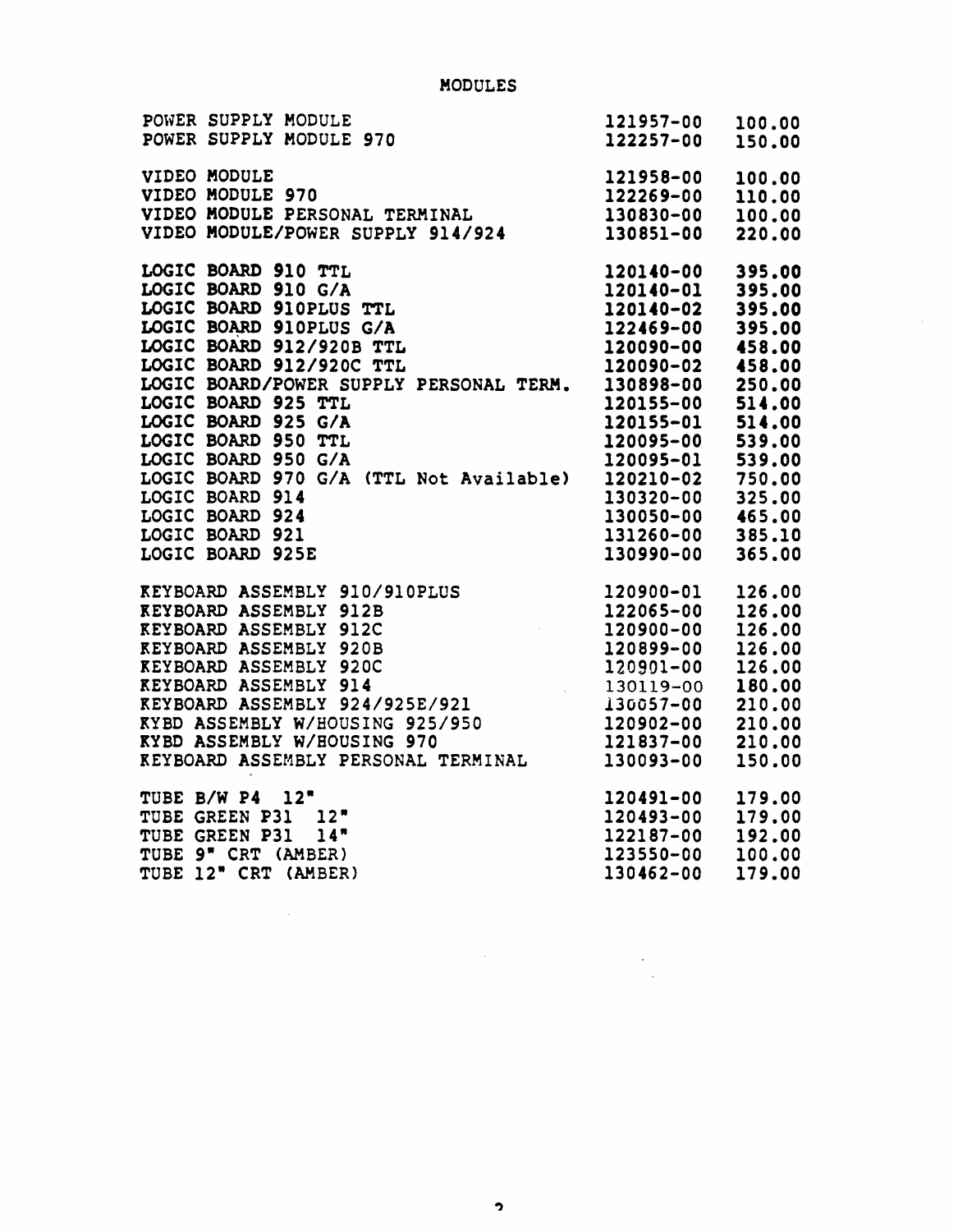# MODULES

| Description | Part Number | Price |
|---|---|---|
| POWER SUPPLY MODULE | 121957-00 | 100.00 |
| POWER SUPPLY MODULE 970 | 122257-00 | 150.00 |
| | | |
| VIDEO MODULE | 121958-00 | 100.00 |
| VIDEO MODULE 970 | 122269-00 | 110.00 |
| VIDEO MODULE PERSONAL TERMINAL | 130830-00 | 100.00 |
| VIDEO MODULE/POWER SUPPLY 914/924 | 130851-00 | 220.00 |
| | | |
| LOGIC BOARD 910 TTL | 120140-00 | 395.00 |
| LOGIC BOARD 910 G/A | 120140-01 | 395.00 |
| LOGIC BOARD 910PLUS TTL | 120140-02 | 395.00 |
| LOGIC BOARD 910PLUS G/A | 122469-00 | 395.00 |
| LOGIC BOARD 912/920B TTL | 120090-00 | 458.00 |
| LOGIC BOARD 912/920C TTL | 120090-02 | 458.00 |
| LOGIC BOARD/POWER SUPPLY PERSONAL TERM. | 130898-00 | 250.00 |
| LOGIC BOARD 925 TTL | 120155-00 | 514.00 |
| LOGIC BOARD 925 G/A | 120155-01 | 514.00 |
| LOGIC BOARD 950 TTL | 120095-00 | 539.00 |
| LOGIC BOARD 950 G/A | 120095-01 | 539.00 |
| LOGIC BOARD 970 G/A (TTL Not Available) | 120210-02 | 750.00 |
| LOGIC BOARD 914 | 130320-00 | 325.00 |
| LOGIC BOARD 924 | 130050-00 | 465.00 |
| LOGIC BOARD 921 | 131260-00 | 385.10 |
| LOGIC BOARD 925E | 130990-00 | 365.00 |
| | | |
| KEYBOARD ASSEMBLY 910/910PLUS | 120900-01 | 126.00 |
| KEYBOARD ASSEMBLY 912B | 122065-00 | 126.00 |
| KEYBOARD ASSEMBLY 912C | 120900-00 | 126.00 |
| KEYBOARD ASSEMBLY 920B | 120899-00 | 126.00 |
| KEYBOARD ASSEMBLY 920C | 120901-00 | 126.00 |
| KEYBOARD ASSEMBLY 914 | 130119-00 | 180.00 |
| KEYBOARD ASSEMBLY 924/925E/921 | 130057-00 | 210.00 |
| KYBD ASSEMBLY W/HOUSING 925/950 | 120902-00 | 210.00 |
| KYBD ASSEMBLY W/HOUSING 970 | 121837-00 | 210.00 |
| KEYBOARD ASSEMBLY PERSONAL TERMINAL | 130093-00 | 150.00 |
| | | |
| TUBE B/W P4 12" | 120491-00 | 179.00 |
| TUBE GREEN P31 12" | 120493-00 | 179.00 |
| TUBE GREEN P31 14" | 122187-00 | 192.00 |
| TUBE 9" CRT (AMBER) | 123550-00 | 100.00 |
| TUBE 12" CRT (AMBER) | 130462-00 | 179.00 |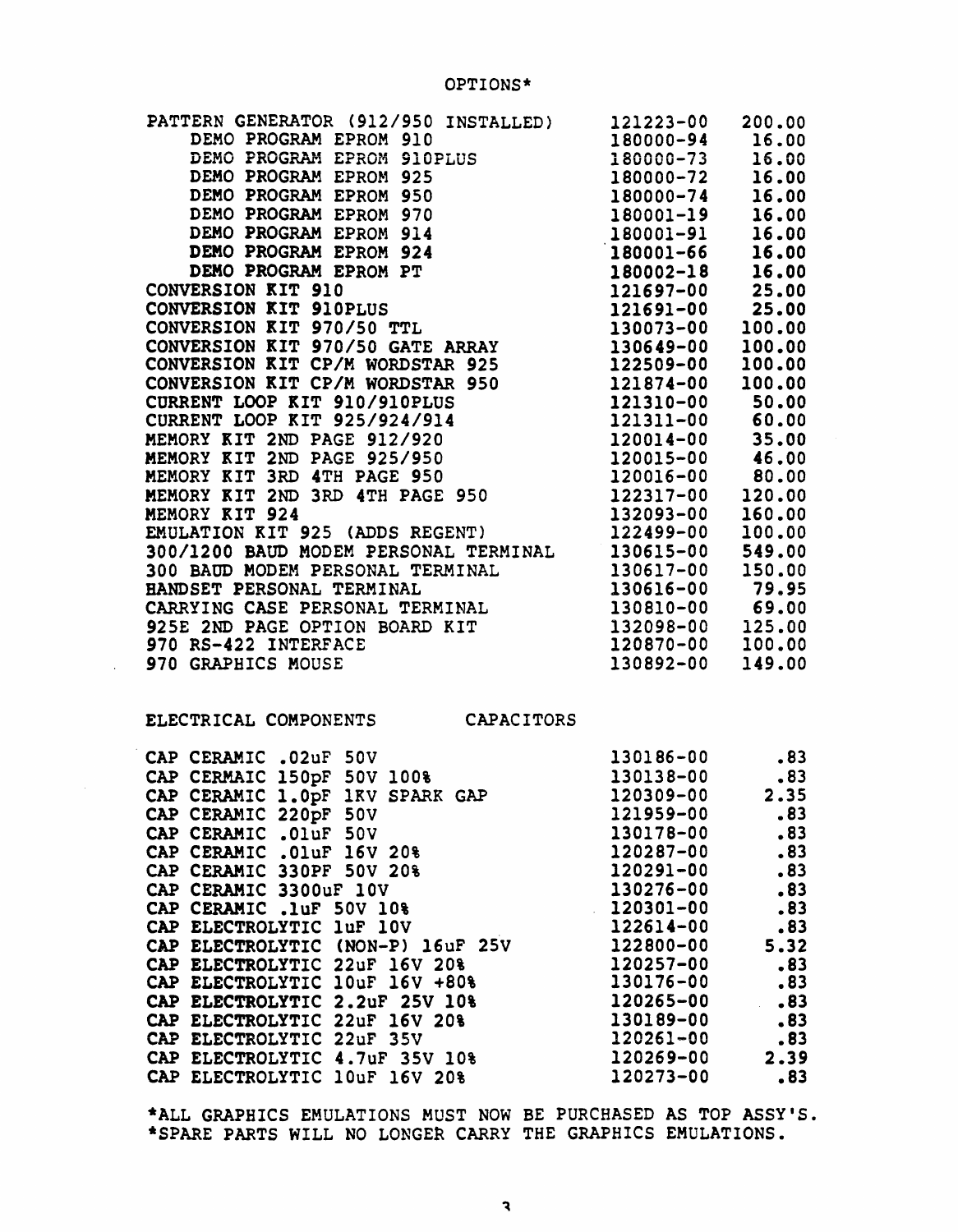## OPTIONS*

| | | |
|---|---|---|
| PATTERN GENERATOR (912/950 INSTALLED) | 121223-00 | 200.00 |
| DEMO PROGRAM EPROM 910 | 180000-94 | 16.00 |
| DEMO PROGRAM EPROM 910PLUS | 180000-73 | 16.00 |
| DEMO PROGRAM EPROM 925 | 180000-72 | 16.00 |
| DEMO PROGRAM EPROM 950 | 180000-74 | 16.00 |
| DEMO PROGRAM EPROM 970 | 180001-19 | 16.00 |
| DEMO PROGRAM EPROM 914 | 180001-91 | 16.00 |
| DEMO PROGRAM EPROM 924 | 180001-66 | 16.00 |
| DEMO PROGRAM EPROM PT | 180002-18 | 16.00 |
| CONVERSION KIT 910 | 121697-00 | 25.00 |
| CONVERSION KIT 910PLUS | 121691-00 | 25.00 |
| CONVERSION KIT 970/50 TTL | 130073-00 | 100.00 |
| CONVERSION KIT 970/50 GATE ARRAY | 130649-00 | 100.00 |
| CONVERSION KIT CP/M WORDSTAR 925 | 122509-00 | 100.00 |
| CONVERSION KIT CP/M WORDSTAR 950 | 121874-00 | 100.00 |
| CURRENT LOOP KIT 910/910PLUS | 121310-00 | 50.00 |
| CURRENT LOOP KIT 925/924/914 | 121311-00 | 60.00 |
| MEMORY KIT 2ND PAGE 912/920 | 120014-00 | 35.00 |
| MEMORY KIT 2ND PAGE 925/950 | 120015-00 | 46.00 |
| MEMORY KIT 3RD 4TH PAGE 950 | 120016-00 | 80.00 |
| MEMORY KIT 2ND 3RD 4TH PAGE 950 | 122317-00 | 120.00 |
| MEMORY KIT 924 | 132093-00 | 160.00 |
| EMULATION KIT 925 (ADDS REGENT) | 122499-00 | 100.00 |
| 300/1200 BAUD MODEM PERSONAL TERMINAL | 130615-00 | 549.00 |
| 300 BAUD MODEM PERSONAL TERMINAL | 130617-00 | 150.00 |
| HANDSET PERSONAL TERMINAL | 130616-00 | 79.95 |
| CARRYING CASE PERSONAL TERMINAL | 130810-00 | 69.00 |
| 925E 2ND PAGE OPTION BOARD KIT | 132098-00 | 125.00 |
| 970 RS-422 INTERFACE | 120870-00 | 100.00 |
| 970 GRAPHICS MOUSE | 130892-00 | 149.00 |

## ELECTRICAL COMPONENTS CAPACITORS

| | | |
|---|---|---|
| CAP CERAMIC .02uF 50V | 130186-00 | .83 |
| CAP CERMAIC 150pF 50V 100% | 130138-00 | .83 |
| CAP CERAMIC 1.0pF 1KV SPARK GAP | 120309-00 | 2.35 |
| CAP CERAMIC 220pF 50V | 121959-00 | .83 |
| CAP CERAMIC .01uF 50V | 130178-00 | .83 |
| CAP CERAMIC .01uF 16V 20% | 120287-00 | .83 |
| CAP CERAMIC 330PF 50V 20% | 120291-00 | .83 |
| CAP CERAMIC 3300uF 10V | 130276-00 | .83 |
| CAP CERAMIC .1uF 50V 10% | 120301-00 | .83 |
| CAP ELECTROLYTIC 1uF 10V | 122614-00 | .83 |
| CAP ELECTROLYTIC (NON-P) 16uF 25V | 122800-00 | 5.32 |
| CAP ELECTROLYTIC 22uF 16V 20% | 120257-00 | .83 |
| CAP ELECTROLYTIC 10uF 16V +80% | 130176-00 | .83 |
| CAP ELECTROLYTIC 2.2uF 25V 10% | 120265-00 | .83 |
| CAP ELECTROLYTIC 22uF 16V 20% | 130189-00 | .83 |
| CAP ELECTROLYTIC 22uF 35V | 120261-00 | .83 |
| CAP ELECTROLYTIC 4.7uF 35V 10% | 120269-00 | 2.39 |
| CAP ELECTROLYTIC 10uF 16V 20% | 120273-00 | .83 |

*ALL GRAPHICS EMULATIONS MUST NOW BE PURCHASED AS TOP ASSY'S.
*SPARE PARTS WILL NO LONGER CARRY THE GRAPHICS EMULATIONS.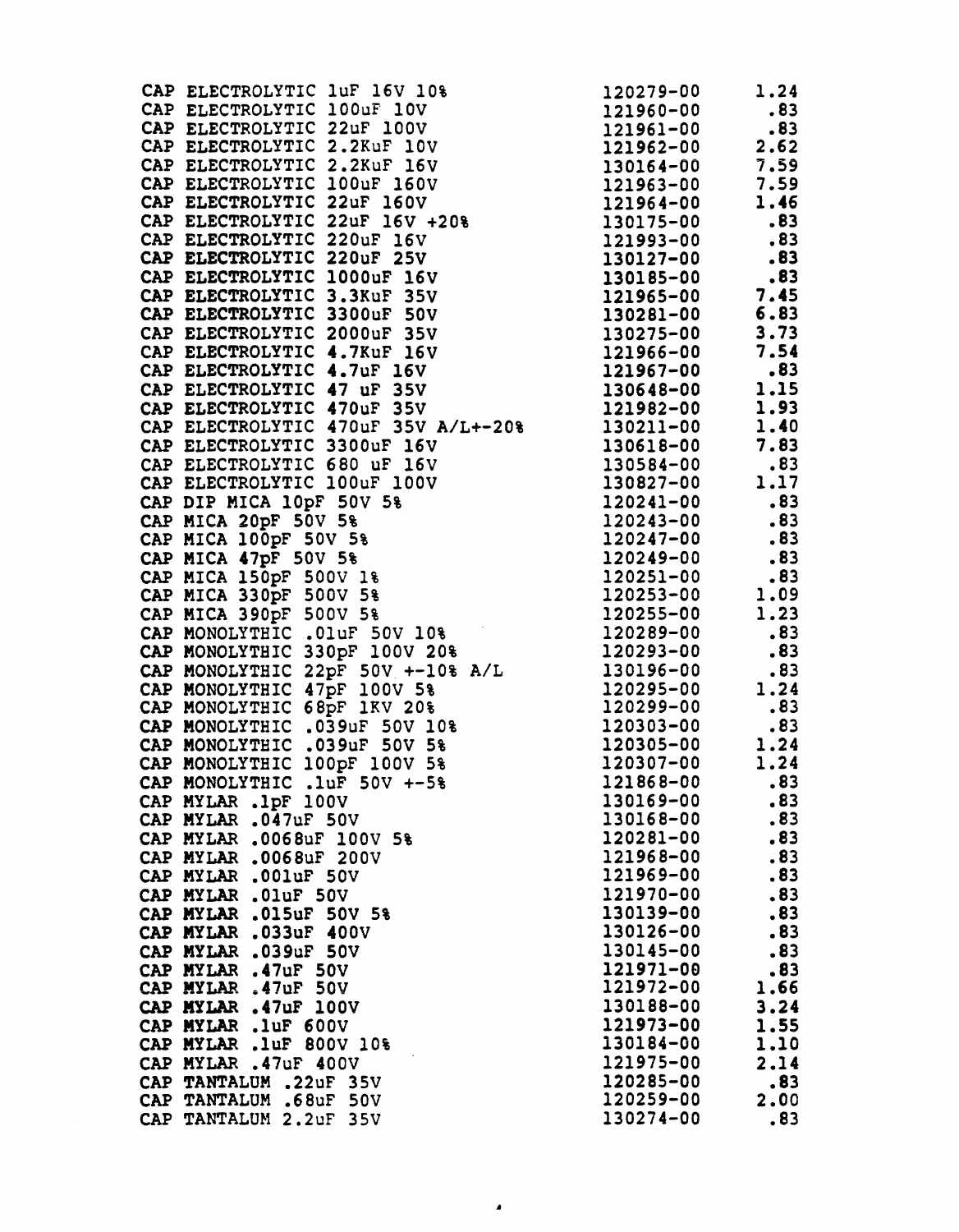| | | |
|---|---|---|
| CAP ELECTROLYTIC 1uF 16V 10% | 120279-00 | 1.24 |
| CAP ELECTROLYTIC 100uF 10V | 121960-00 | .83 |
| CAP ELECTROLYTIC 22uF 100V | 121961-00 | .83 |
| CAP ELECTROLYTIC 2.2KuF 10V | 121962-00 | 2.62 |
| CAP ELECTROLYTIC 2.2KuF 16V | 130164-00 | 7.59 |
| CAP ELECTROLYTIC 100uF 160V | 121963-00 | 7.59 |
| CAP ELECTROLYTIC 22uF 160V | 121964-00 | 1.46 |
| CAP ELECTROLYTIC 22uF 16V +20% | 130175-00 | .83 |
| CAP ELECTROLYTIC 220uF 16V | 121993-00 | .83 |
| CAP ELECTROLYTIC 220uF 25V | 130127-00 | .83 |
| CAP ELECTROLYTIC 1000uF 16V | 130185-00 | .83 |
| CAP ELECTROLYTIC 3.3KuF 35V | 121965-00 | 7.45 |
| CAP ELECTROLYTIC 3300uF 50V | 130281-00 | 6.83 |
| CAP ELECTROLYTIC 2000uF 35V | 130275-00 | 3.73 |
| CAP ELECTROLYTIC 4.7KuF 16V | 121966-00 | 7.54 |
| CAP ELECTROLYTIC 4.7uF 16V | 121967-00 | .83 |
| CAP ELECTROLYTIC 47 uF 35V | 130648-00 | 1.15 |
| CAP ELECTROLYTIC 470uF 35V | 121982-00 | 1.93 |
| CAP ELECTROLYTIC 470uF 35V A/L+-20% | 130211-00 | 1.40 |
| CAP ELECTROLYTIC 3300uF 16V | 130618-00 | 7.83 |
| CAP ELECTROLYTIC 680 uF 16V | 130584-00 | .83 |
| CAP ELECTROLYTIC 100uF 100V | 130827-00 | 1.17 |
| CAP DIP MICA 10pF 50V 5% | 120241-00 | .83 |
| CAP MICA 20pF 50V 5% | 120243-00 | .83 |
| CAP MICA 100pF 50V 5% | 120247-00 | .83 |
| CAP MICA 47pF 50V 5% | 120249-00 | .83 |
| CAP MICA 150pF 500V 1% | 120251-00 | .83 |
| CAP MICA 330pF 500V 5% | 120253-00 | 1.09 |
| CAP MICA 390pF 500V 5% | 120255-00 | 1.23 |
| CAP MONOLYTHIC .01uF 50V 10% | 120289-00 | .83 |
| CAP MONOLYTHIC 330pF 100V 20% | 120293-00 | .83 |
| CAP MONOLYTHIC 22pF 50V +-10% A/L | 130196-00 | .83 |
| CAP MONOLYTHIC 47pF 100V 5% | 120295-00 | 1.24 |
| CAP MONOLYTHIC 68pF 1KV 20% | 120299-00 | .83 |
| CAP MONOLYTHIC .039uF 50V 10% | 120303-00 | .83 |
| CAP MONOLYTHIC .039uF 50V 5% | 120305-00 | 1.24 |
| CAP MONOLYTHIC 100pF 100V 5% | 120307-00 | 1.24 |
| CAP MONOLYTHIC .1uF 50V +-5% | 121868-00 | .83 |
| CAP MYLAR .1pF 100V | 130169-00 | .83 |
| CAP MYLAR .047uF 50V | 130168-00 | .83 |
| CAP MYLAR .0068uF 100V 5% | 120281-00 | .83 |
| CAP MYLAR .0068uF 200V | 121968-00 | .83 |
| CAP MYLAR .001uF 50V | 121969-00 | .83 |
| CAP MYLAR .01uF 50V | 121970-00 | .83 |
| CAP MYLAR .015uF 50V 5% | 130139-00 | .83 |
| CAP MYLAR .033uF 400V | 130126-00 | .83 |
| CAP MYLAR .039uF 50V | 130145-00 | .83 |
| CAP MYLAR .47uF 50V | 121971-00 | .83 |
| CAP MYLAR .47uF 50V | 121972-00 | 1.66 |
| CAP MYLAR .47uF 100V | 130188-00 | 3.24 |
| CAP MYLAR .1uF 600V | 121973-00 | 1.55 |
| CAP MYLAR .1uF 800V 10% | 130184-00 | 1.10 |
| CAP MYLAR .47uF 400V | 121975-00 | 2.14 |
| CAP TANTALUM .22uF 35V | 120285-00 | .83 |
| CAP TANTALUM .68uF 50V | 120259-00 | 2.00 |
| CAP TANTALUM 2.2uF 35V | 130274-00 | .83 |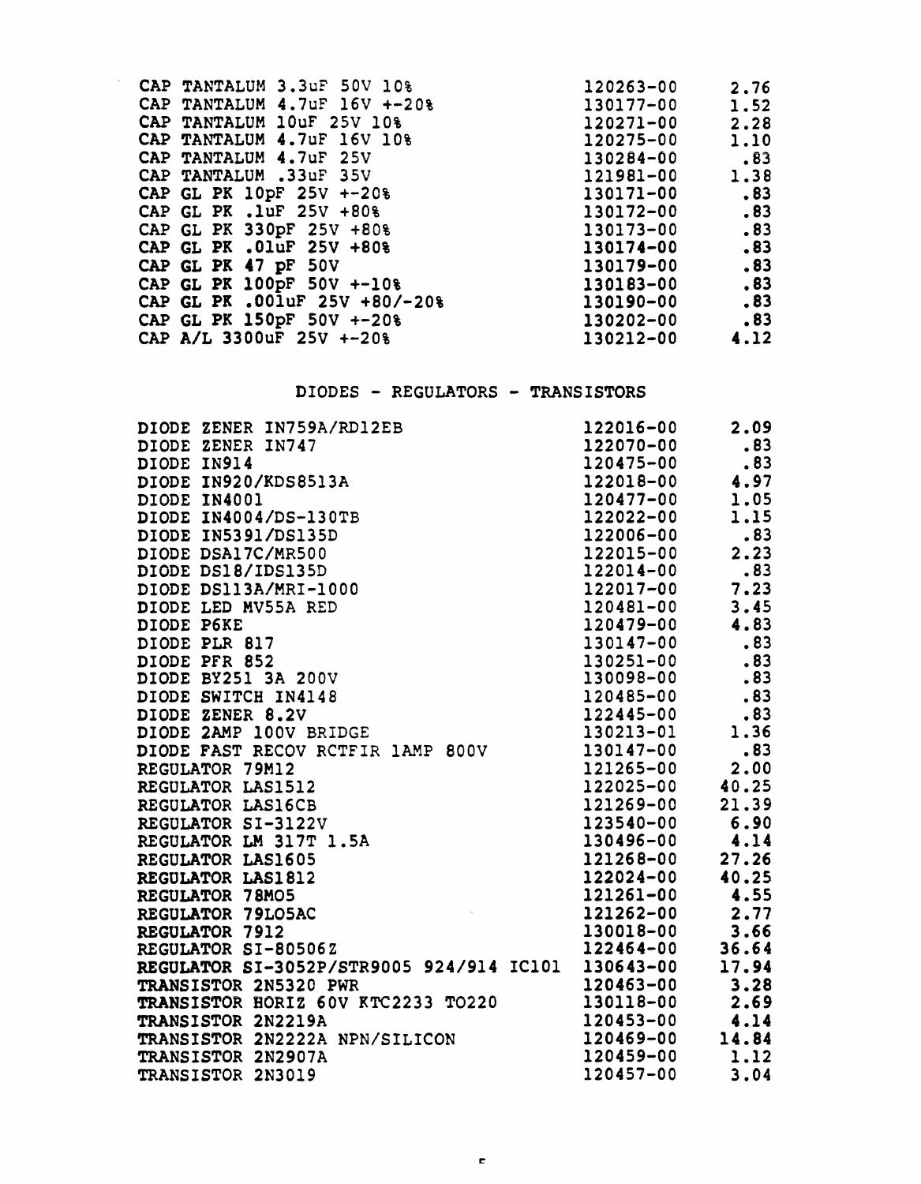| | | |
|---|---|---|
| CAP TANTALUM 3.3uF 50V 10% | 120263-00 | 2.76 |
| CAP TANTALUM 4.7uF 16V +-20% | 130177-00 | 1.52 |
| CAP TANTALUM 10uF 25V 10% | 120271-00 | 2.28 |
| CAP TANTALUM 4.7uF 16V 10% | 120275-00 | 1.10 |
| CAP TANTALUM 4.7uF 25V | 130284-00 | .83 |
| CAP TANTALUM .33uF 35V | 121981-00 | 1.38 |
| CAP GL PK 10pF 25V +-20% | 130171-00 | .83 |
| CAP GL PK .1uF 25V +80% | 130172-00 | .83 |
| CAP GL PK 330pF 25V +80% | 130173-00 | .83 |
| CAP GL PK .01uF 25V +80% | 130174-00 | .83 |
| CAP GL PK 47 pF 50V | 130179-00 | .83 |
| CAP GL PK 100pF 50V +-10% | 130183-00 | .83 |
| CAP GL PK .001uF 25V +80/-20% | 130190-00 | .83 |
| CAP GL PK 150pF 50V +-20% | 130202-00 | .83 |
| CAP A/L 3300uF 25V +-20% | 130212-00 | 4.12 |

## DIODES - REGULATORS - TRANSISTORS

| | | |
|---|---|---|
| DIODE ZENER IN759A/RD12EB | 122016-00 | 2.09 |
| DIODE ZENER IN747 | 122070-00 | .83 |
| DIODE IN914 | 120475-00 | .83 |
| DIODE IN920/KDS8513A | 122018-00 | 4.97 |
| DIODE IN4001 | 120477-00 | 1.05 |
| DIODE IN4004/DS-130TB | 122022-00 | 1.15 |
| DIODE IN5391/DS135D | 122006-00 | .83 |
| DIODE DSA17C/MR500 | 122015-00 | 2.23 |
| DIODE DS18/IDS135D | 122014-00 | .83 |
| DIODE DS113A/MRI-1000 | 122017-00 | 7.23 |
| DIODE LED MV55A RED | 120481-00 | 3.45 |
| DIODE P6KE | 120479-00 | 4.83 |
| DIODE PLR 817 | 130147-00 | .83 |
| DIODE PFR 852 | 130251-00 | .83 |
| DIODE BY251 3A 200V | 130098-00 | .83 |
| DIODE SWITCH IN4148 | 120485-00 | .83 |
| DIODE ZENER 8.2V | 122445-00 | .83 |
| DIODE 2AMP 100V BRIDGE | 130213-01 | 1.36 |
| DIODE FAST RECOV RCTFIR 1AMP 800V | 130147-00 | .83 |
| REGULATOR 79M12 | 121265-00 | 2.00 |
| REGULATOR LAS1512 | 122025-00 | 40.25 |
| REGULATOR LAS16CB | 121269-00 | 21.39 |
| REGULATOR SI-3122V | 123540-00 | 6.90 |
| REGULATOR LM 317T 1.5A | 130496-00 | 4.14 |
| REGULATOR LAS1605 | 121268-00 | 27.26 |
| REGULATOR LAS1812 | 122024-00 | 40.25 |
| REGULATOR 78MO5 | 121261-00 | 4.55 |
| REGULATOR 79LO5AC | 121262-00 | 2.77 |
| REGULATOR 7912 | 130018-00 | 3.66 |
| REGULATOR SI-80506Z | 122464-00 | 36.64 |
| REGULATOR SI-3052P/STR9005 924/914 IC101 | 130643-00 | 17.94 |
| TRANSISTOR 2N5320 PWR | 120463-00 | 3.28 |
| TRANSISTOR HORIZ 60V KTC2233 TO220 | 130118-00 | 2.69 |
| TRANSISTOR 2N2219A | 120453-00 | 4.14 |
| TRANSISTOR 2N2222A NPN/SILICON | 120469-00 | 14.84 |
| TRANSISTOR 2N2907A | 120459-00 | 1.12 |
| TRANSISTOR 2N3019 | 120457-00 | 3.04 |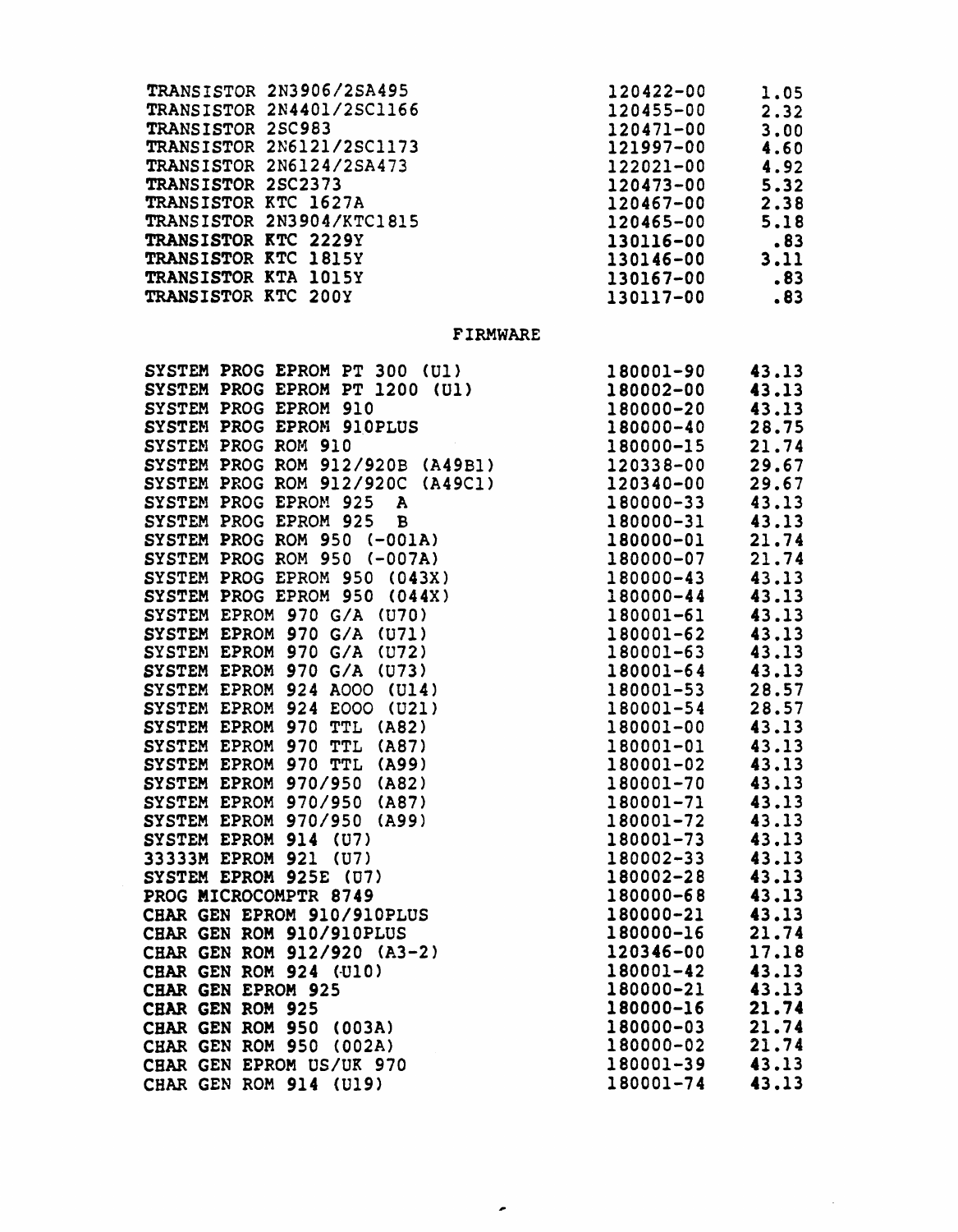| | | |
|---|---|---|
| TRANSISTOR 2N3906/2SA495 | 120422-00 | 1.05 |
| TRANSISTOR 2N4401/2SC1166 | 120455-00 | 2.32 |
| TRANSISTOR 2SC983 | 120471-00 | 3.00 |
| TRANSISTOR 2N6121/2SC1173 | 121997-00 | 4.60 |
| TRANSISTOR 2N6124/2SA473 | 122021-00 | 4.92 |
| TRANSISTOR 2SC2373 | 120473-00 | 5.32 |
| TRANSISTOR KTC 1627A | 120467-00 | 2.38 |
| TRANSISTOR 2N3904/KTC1815 | 120465-00 | 5.18 |
| TRANSISTOR KTC 2229Y | 130116-00 | .83 |
| TRANSISTOR KTC 1815Y | 130146-00 | 3.11 |
| TRANSISTOR KTA 1015Y | 130167-00 | .83 |
| TRANSISTOR KTC 200Y | 130117-00 | .83 |

## FIRMWARE

| | | |
|---|---|---|
| SYSTEM PROG EPROM PT 300 (U1) | 180001-90 | 43.13 |
| SYSTEM PROG EPROM PT 1200 (U1) | 180002-00 | 43.13 |
| SYSTEM PROG EPROM 910 | 180000-20 | 43.13 |
| SYSTEM PROG EPROM 910PLUS | 180000-40 | 28.75 |
| SYSTEM PROG ROM 910 | 180000-15 | 21.74 |
| SYSTEM PROG ROM 912/920B (A49B1) | 120338-00 | 29.67 |
| SYSTEM PROG ROM 912/920C (A49C1) | 120340-00 | 29.67 |
| SYSTEM PROG EPROM 925 A | 180000-33 | 43.13 |
| SYSTEM PROG EPROM 925 B | 180000-31 | 43.13 |
| SYSTEM PROG ROM 950 (-001A) | 180000-01 | 21.74 |
| SYSTEM PROG ROM 950 (-007A) | 180000-07 | 21.74 |
| SYSTEM PROG EPROM 950 (043X) | 180000-43 | 43.13 |
| SYSTEM PROG EPROM 950 (044X) | 180000-44 | 43.13 |
| SYSTEM EPROM 970 G/A (U70) | 180001-61 | 43.13 |
| SYSTEM EPROM 970 G/A (U71) | 180001-62 | 43.13 |
| SYSTEM EPROM 970 G/A (U72) | 180001-63 | 43.13 |
| SYSTEM EPROM 970 G/A (U73) | 180001-64 | 43.13 |
| SYSTEM EPROM 924 A000 (U14) | 180001-53 | 28.57 |
| SYSTEM EPROM 924 E000 (U21) | 180001-54 | 28.57 |
| SYSTEM EPROM 970 TTL (A82) | 180001-00 | 43.13 |
| SYSTEM EPROM 970 TTL (A87) | 180001-01 | 43.13 |
| SYSTEM EPROM 970 TTL (A99) | 180001-02 | 43.13 |
| SYSTEM EPROM 970/950 (A82) | 180001-70 | 43.13 |
| SYSTEM EPROM 970/950 (A87) | 180001-71 | 43.13 |
| SYSTEM EPROM 970/950 (A99) | 180001-72 | 43.13 |
| SYSTEM EPROM 914 (U7) | 180001-73 | 43.13 |
| 33333M EPROM 921 (U7) | 180002-33 | 43.13 |
| SYSTEM EPROM 925E (U7) | 180002-28 | 43.13 |
| PROG MICROCOMPTR 8749 | 180000-68 | 43.13 |
| CHAR GEN EPROM 910/910PLUS | 180000-21 | 43.13 |
| CHAR GEN ROM 910/910PLUS | 180000-16 | 21.74 |
| CHAR GEN ROM 912/920 (A3-2) | 120346-00 | 17.18 |
| CHAR GEN ROM 924 (U10) | 180001-42 | 43.13 |
| CHAR GEN EPROM 925 | 180000-21 | 43.13 |
| CHAR GEN ROM 925 | 180000-16 | 21.74 |
| CHAR GEN ROM 950 (003A) | 180000-03 | 21.74 |
| CHAR GEN ROM 950 (002A) | 180000-02 | 21.74 |
| CHAR GEN EPROM US/UK 970 | 180001-39 | 43.13 |
| CHAR GEN ROM 914 (U19) | 180001-74 | 43.13 |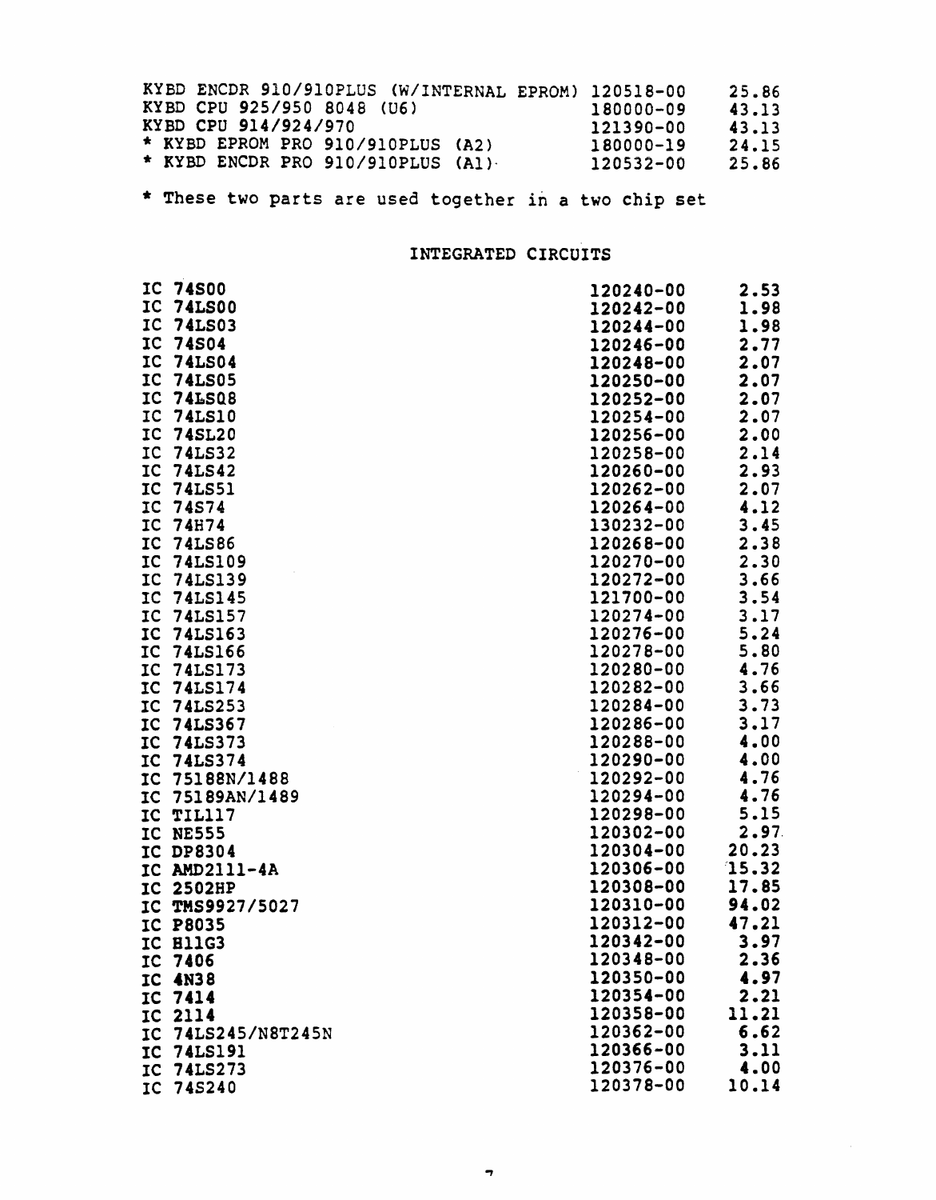| | | |
|---|---|---|
| KYBD ENCDR 910/910PLUS (W/INTERNAL EPROM) | 120518-00 | 25.86 |
| KYBD CPU 925/950 8048 (U6) | 180000-09 | 43.13 |
| KYBD CPU 914/924/970 | 121390-00 | 43.13 |
| * KYBD EPROM PRO 910/910PLUS (A2) | 180000-19 | 24.15 |
| * KYBD ENCDR PRO 910/910PLUS (A1) | 120532-00 | 25.86 |

* These two parts are used together in a two chip set

## INTEGRATED CIRCUITS

| | | |
|---|---|---|
| IC 74S00 | 120240-00 | 2.53 |
| IC 74LS00 | 120242-00 | 1.98 |
| IC 74LS03 | 120244-00 | 1.98 |
| IC 74S04 | 120246-00 | 2.77 |
| IC 74LS04 | 120248-00 | 2.07 |
| IC 74LS05 | 120250-00 | 2.07 |
| IC 74LS08 | 120252-00 | 2.07 |
| IC 74LS10 | 120254-00 | 2.07 |
| IC 74SL20 | 120256-00 | 2.00 |
| IC 74LS32 | 120258-00 | 2.14 |
| IC 74LS42 | 120260-00 | 2.93 |
| IC 74LS51 | 120262-00 | 2.07 |
| IC 74S74 | 120264-00 | 4.12 |
| IC 74H74 | 130232-00 | 3.45 |
| IC 74LS86 | 120268-00 | 2.38 |
| IC 74LS109 | 120270-00 | 2.30 |
| IC 74LS139 | 120272-00 | 3.66 |
| IC 74LS145 | 121700-00 | 3.54 |
| IC 74LS157 | 120274-00 | 3.17 |
| IC 74LS163 | 120276-00 | 5.24 |
| IC 74LS166 | 120278-00 | 5.80 |
| IC 74LS173 | 120280-00 | 4.76 |
| IC 74LS174 | 120282-00 | 3.66 |
| IC 74LS253 | 120284-00 | 3.73 |
| IC 74LS367 | 120286-00 | 3.17 |
| IC 74LS373 | 120288-00 | 4.00 |
| IC 74LS374 | 120290-00 | 4.00 |
| IC 75188N/1488 | 120292-00 | 4.76 |
| IC 75189AN/1489 | 120294-00 | 4.76 |
| IC TIL117 | 120298-00 | 5.15 |
| IC NE555 | 120302-00 | 2.97 |
| IC DP8304 | 120304-00 | 20.23 |
| IC AMD2111-4A | 120306-00 | 15.32 |
| IC 2502HP | 120308-00 | 17.85 |
| IC TMS9927/5027 | 120310-00 | 94.02 |
| IC P8035 | 120312-00 | 47.21 |
| IC H11G3 | 120342-00 | 3.97 |
| IC 7406 | 120348-00 | 2.36 |
| IC 4N38 | 120350-00 | 4.97 |
| IC 7414 | 120354-00 | 2.21 |
| IC 2114 | 120358-00 | 11.21 |
| IC 74LS245/N8T245N | 120362-00 | 6.62 |
| IC 74LS191 | 120366-00 | 3.11 |
| IC 74LS273 | 120376-00 | 4.00 |
| IC 74S240 | 120378-00 | 10.14 |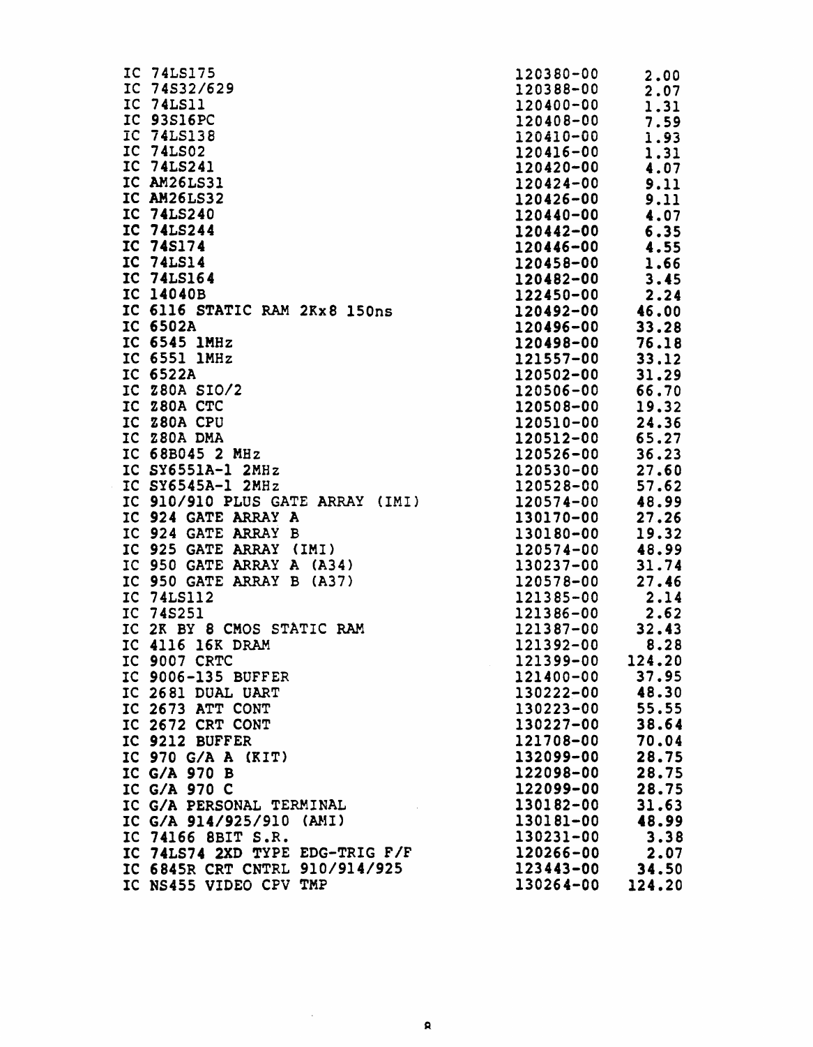| | | |
|---|---|---|
| IC 74LS175 | 120380-00 | 2.00 |
| IC 74S32/629 | 120388-00 | 2.07 |
| IC 74LS11 | 120400-00 | 1.31 |
| IC 93S16PC | 120408-00 | 7.59 |
| IC 74LS138 | 120410-00 | 1.93 |
| IC 74LS02 | 120416-00 | 1.31 |
| IC 74LS241 | 120420-00 | 4.07 |
| IC AM26LS31 | 120424-00 | 9.11 |
| IC AM26LS32 | 120426-00 | 9.11 |
| IC 74LS240 | 120440-00 | 4.07 |
| IC 74LS244 | 120442-00 | 6.35 |
| IC 74S174 | 120446-00 | 4.55 |
| IC 74LS14 | 120458-00 | 1.66 |
| IC 74LS164 | 120482-00 | 3.45 |
| IC 14040B | 122450-00 | 2.24 |
| IC 6116 STATIC RAM 2Kx8 150ns | 120492-00 | 46.00 |
| IC 6502A | 120496-00 | 33.28 |
| IC 6545 1MHz | 120498-00 | 76.18 |
| IC 6551 1MHz | 121557-00 | 33.12 |
| IC 6522A | 120502-00 | 31.29 |
| IC Z80A SIO/2 | 120506-00 | 66.70 |
| IC Z80A CTC | 120508-00 | 19.32 |
| IC Z80A CPU | 120510-00 | 24.36 |
| IC Z80A DMA | 120512-00 | 65.27 |
| IC 68B045 2 MHz | 120526-00 | 36.23 |
| IC SY6551A-1 2MHz | 120530-00 | 27.60 |
| IC SY6545A-1 2MHz | 120528-00 | 57.62 |
| IC 910/910 PLUS GATE ARRAY (IMI) | 120574-00 | 48.99 |
| IC 924 GATE ARRAY A | 130170-00 | 27.26 |
| IC 924 GATE ARRAY B | 130180-00 | 19.32 |
| IC 925 GATE ARRAY (IMI) | 120574-00 | 48.99 |
| IC 950 GATE ARRAY A (A34) | 130237-00 | 31.74 |
| IC 950 GATE ARRAY B (A37) | 120578-00 | 27.46 |
| IC 74LS112 | 121385-00 | 2.14 |
| IC 74S251 | 121386-00 | 2.62 |
| IC 2K BY 8 CMOS STATIC RAM | 121387-00 | 32.43 |
| IC 4116 16K DRAM | 121392-00 | 8.28 |
| IC 9007 CRTC | 121399-00 | 124.20 |
| IC 9006-135 BUFFER | 121400-00 | 37.95 |
| IC 2681 DUAL UART | 130222-00 | 48.30 |
| IC 2673 ATT CONT | 130223-00 | 55.55 |
| IC 2672 CRT CONT | 130227-00 | 38.64 |
| IC 9212 BUFFER | 121708-00 | 70.04 |
| IC 970 G/A A (KIT) | 132099-00 | 28.75 |
| IC G/A 970 B | 122098-00 | 28.75 |
| IC G/A 970 C | 122099-00 | 28.75 |
| IC G/A PERSONAL TERMINAL | 130182-00 | 31.63 |
| IC G/A 914/925/910 (AMI) | 130181-00 | 48.99 |
| IC 74166 8BIT S.R. | 130231-00 | 3.38 |
| IC 74LS74 2XD TYPE EDG-TRIG F/F | 120266-00 | 2.07 |
| IC 6845R CRT CNTRL 910/914/925 | 123443-00 | 34.50 |
| IC NS455 VIDEO CPV TMP | 130264-00 | 124.20 |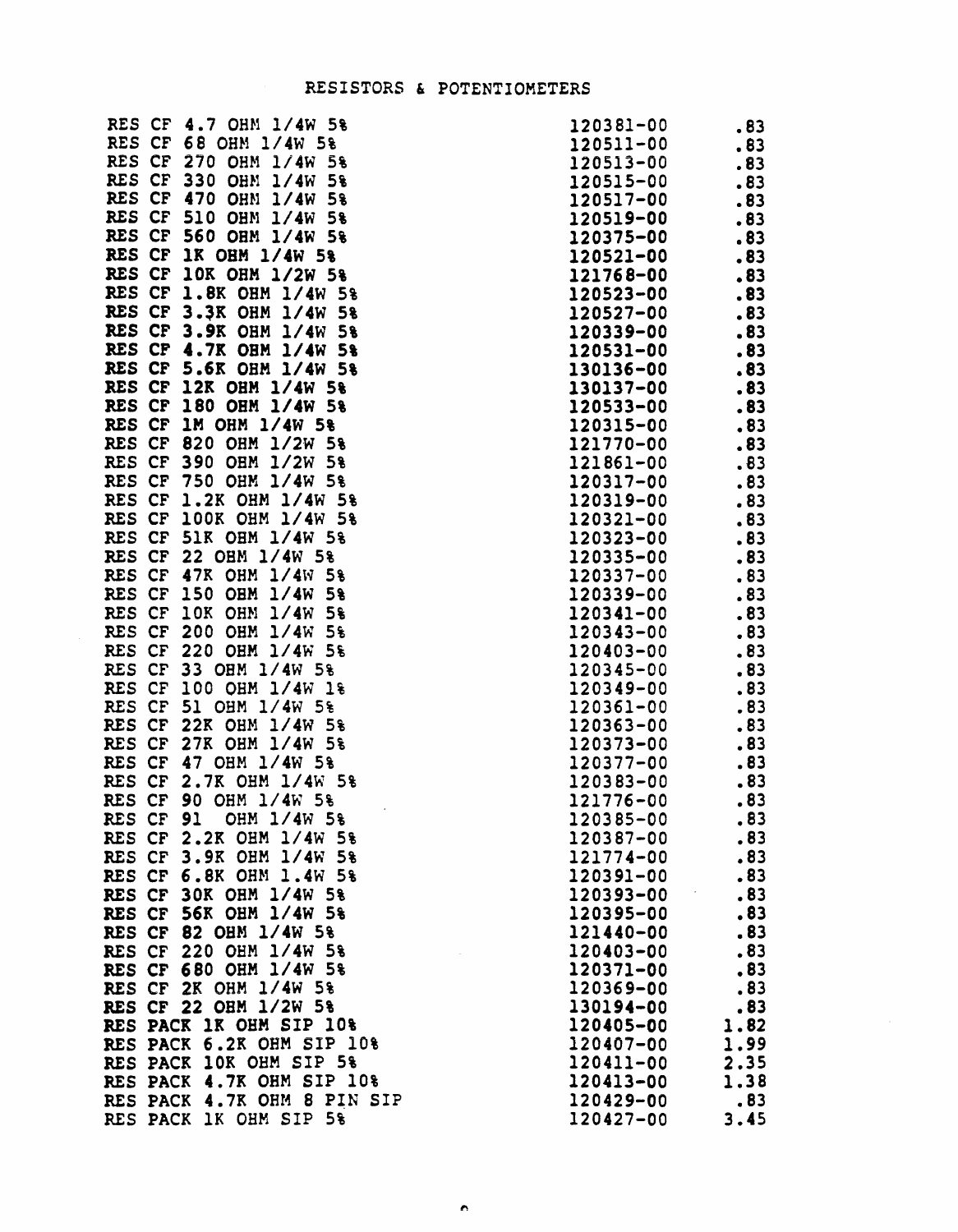# RESISTORS & POTENTIOMETERS

| | | |
|---|---|---|
| RES CF 4.7 OHM 1/4W 5% | 120381-00 | .83 |
| RES CF 68 OHM 1/4W 5% | 120511-00 | .83 |
| RES CF 270 OHM 1/4W 5% | 120513-00 | .83 |
| RES CF 330 OHM 1/4W 5% | 120515-00 | .83 |
| RES CF 470 OHM 1/4W 5% | 120517-00 | .83 |
| RES CF 510 OHM 1/4W 5% | 120519-00 | .83 |
| RES CF 560 OHM 1/4W 5% | 120375-00 | .83 |
| RES CF 1K OHM 1/4W 5% | 120521-00 | .83 |
| RES CF 10K OHM 1/2W 5% | 121768-00 | .83 |
| RES CF 1.8K OHM 1/4W 5% | 120523-00 | .83 |
| RES CF 3.3K OHM 1/4W 5% | 120527-00 | .83 |
| RES CF 3.9K OHM 1/4W 5% | 120339-00 | .83 |
| RES CF 4.7K OHM 1/4W 5% | 120531-00 | .83 |
| RES CF 5.6K OHM 1/4W 5% | 130136-00 | .83 |
| RES CF 12K OHM 1/4W 5% | 130137-00 | .83 |
| RES CF 180 OHM 1/4W 5% | 120533-00 | .83 |
| RES CF 1M OHM 1/4W 5% | 120315-00 | .83 |
| RES CF 820 OHM 1/2W 5% | 121770-00 | .83 |
| RES CF 390 OHM 1/2W 5% | 121861-00 | .83 |
| RES CF 750 OHM 1/4W 5% | 120317-00 | .83 |
| RES CF 1.2K OHM 1/4W 5% | 120319-00 | .83 |
| RES CF 100K OHM 1/4W 5% | 120321-00 | .83 |
| RES CF 51K OHM 1/4W 5% | 120323-00 | .83 |
| RES CF 22 OHM 1/4W 5% | 120335-00 | .83 |
| RES CF 47K OHM 1/4W 5% | 120337-00 | .83 |
| RES CF 150 OHM 1/4W 5% | 120339-00 | .83 |
| RES CF 10K OHM 1/4W 5% | 120341-00 | .83 |
| RES CF 200 OHM 1/4W 5% | 120343-00 | .83 |
| RES CF 220 OHM 1/4W 5% | 120403-00 | .83 |
| RES CF 33 OHM 1/4W 5% | 120345-00 | .83 |
| RES CF 100 OHM 1/4W 1% | 120349-00 | .83 |
| RES CF 51 OHM 1/4W 5% | 120361-00 | .83 |
| RES CF 22K OHM 1/4W 5% | 120363-00 | .83 |
| RES CF 27K OHM 1/4W 5% | 120373-00 | .83 |
| RES CF 47 OHM 1/4W 5% | 120377-00 | .83 |
| RES CF 2.7K OHM 1/4W 5% | 120383-00 | .83 |
| RES CF 90 OHM 1/4W 5% | 121776-00 | .83 |
| RES CF 91 OHM 1/4W 5% | 120385-00 | .83 |
| RES CF 2.2K OHM 1/4W 5% | 120387-00 | .83 |
| RES CF 3.9K OHM 1/4W 5% | 121774-00 | .83 |
| RES CF 6.8K OHM 1.4W 5% | 120391-00 | .83 |
| RES CF 30K OHM 1/4W 5% | 120393-00 | .83 |
| RES CF 56K OHM 1/4W 5% | 120395-00 | .83 |
| RES CF 82 OHM 1/4W 5% | 121440-00 | .83 |
| RES CF 220 OHM 1/4W 5% | 120403-00 | .83 |
| RES CF 680 OHM 1/4W 5% | 120371-00 | .83 |
| RES CF 2K OHM 1/4W 5% | 120369-00 | .83 |
| RES CF 22 OHM 1/2W 5% | 130194-00 | .83 |
| RES PACK 1K OHM SIP 10% | 120405-00 | 1.82 |
| RES PACK 6.2K OHM SIP 10% | 120407-00 | 1.99 |
| RES PACK 10K OHM SIP 5% | 120411-00 | 2.35 |
| RES PACK 4.7K OHM SIP 10% | 120413-00 | 1.38 |
| RES PACK 4.7K OHM 8 PIN SIP | 120429-00 | .83 |
| RES PACK 1K OHM SIP 5% | 120427-00 | 3.45 |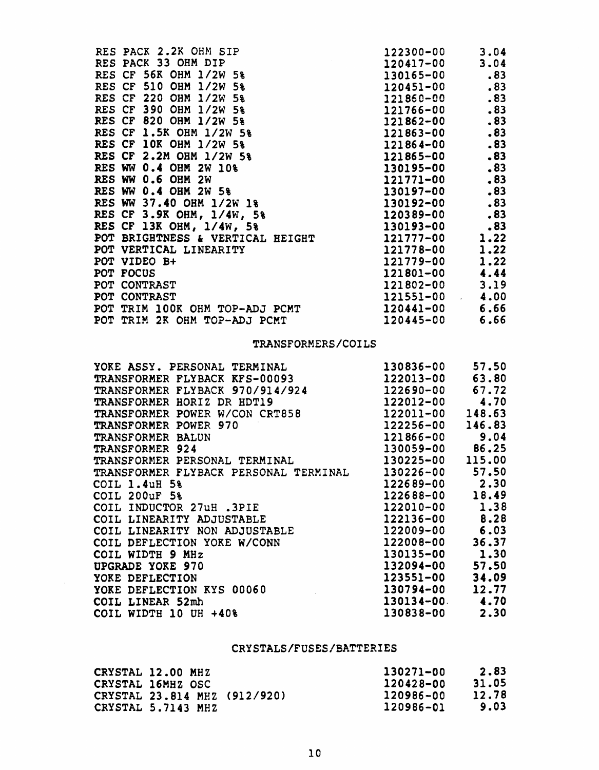| | | |
|---|---|---|
| RES PACK 2.2K OHM SIP | 122300-00 | 3.04 |
| RES PACK 33 OHM DIP | 120417-00 | 3.04 |
| RES CF 56K OHM 1/2W 5% | 130165-00 | .83 |
| RES CF 510 OHM 1/2W 5% | 120451-00 | .83 |
| RES CF 220 OHM 1/2W 5% | 121860-00 | .83 |
| RES CF 390 OHM 1/2W 5% | 121766-00 | .83 |
| RES CF 820 OHM 1/2W 5% | 121862-00 | .83 |
| RES CF 1.5K OHM 1/2W 5% | 121863-00 | .83 |
| RES CF 10K OHM 1/2W 5% | 121864-00 | .83 |
| RES CF 2.2M OHM 1/2W 5% | 121865-00 | .83 |
| RES WW 0.4 OHM 2W 10% | 130195-00 | .83 |
| RES WW 0.6 OHM 2W | 121771-00 | .83 |
| RES WW 0.4 OHM 2W 5% | 130197-00 | .83 |
| RES WW 37.40 OHM 1/2W 1% | 130192-00 | .83 |
| RES CF 3.9K OHM, 1/4W, 5% | 120389-00 | .83 |
| RES CF 13K OHM, 1/4W, 5% | 130193-00 | .83 |
| POT BRIGHTNESS & VERTICAL HEIGHT | 121777-00 | 1.22 |
| POT VERTICAL LINEARITY | 121778-00 | 1.22 |
| POT VIDEO B+ | 121779-00 | 1.22 |
| POT FOCUS | 121801-00 | 4.44 |
| POT CONTRAST | 121802-00 | 3.19 |
| POT CONTRAST | 121551-00 | 4.00 |
| POT TRIM 100K OHM TOP-ADJ PCMT | 120441-00 | 6.66 |
| POT TRIM 2K OHM TOP-ADJ PCMT | 120445-00 | 6.66 |

## TRANSFORMERS/COILS

| | | |
|---|---|---|
| YOKE ASSY. PERSONAL TERMINAL | 130836-00 | 57.50 |
| TRANSFORMER FLYBACK KFS-00093 | 122013-00 | 63.80 |
| TRANSFORMER FLYBACK 970/914/924 | 122690-00 | 67.72 |
| TRANSFORMER HORIZ DR HDT19 | 122012-00 | 4.70 |
| TRANSFORMER POWER W/CON CRT858 | 122011-00 | 148.63 |
| TRANSFORMER POWER 970 | 122256-00 | 146.83 |
| TRANSFORMER BALUN | 121866-00 | 9.04 |
| TRANSFORMER 924 | 130059-00 | 86.25 |
| TRANSFORMER PERSONAL TERMINAL | 130225-00 | 115.00 |
| TRANSFORMER FLYBACK PERSONAL TERMINAL | 130226-00 | 57.50 |
| COIL 1.4uH 5% | 122689-00 | 2.30 |
| COIL 200uF 5% | 122688-00 | 18.49 |
| COIL INDUCTOR 27uH .3PIE | 122010-00 | 1.38 |
| COIL LINEARITY ADJUSTABLE | 122136-00 | 8.28 |
| COIL LINEARITY NON ADJUSTABLE | 122009-00 | 6.03 |
| COIL DEFLECTION YOKE W/CONN | 122008-00 | 36.37 |
| COIL WIDTH 9 MHz | 130135-00 | 1.30 |
| UPGRADE YOKE 970 | 132094-00 | 57.50 |
| YOKE DEFLECTION | 123551-00 | 34.09 |
| YOKE DEFLECTION KYS 00060 | 130794-00 | 12.77 |
| COIL LINEAR 52mh | 130134-00 | 4.70 |
| COIL WIDTH 10 UH +40% | 130838-00 | 2.30 |

## CRYSTALS/FUSES/BATTERIES

| | | |
|---|---|---|
| CRYSTAL 12.00 MHZ | 130271-00 | 2.83 |
| CRYSTAL 16MHZ OSC | 120428-00 | 31.05 |
| CRYSTAL 23.814 MHZ (912/920) | 120986-00 | 12.78 |
| CRYSTAL 5.7143 MHZ | 120986-01 | 9.03 |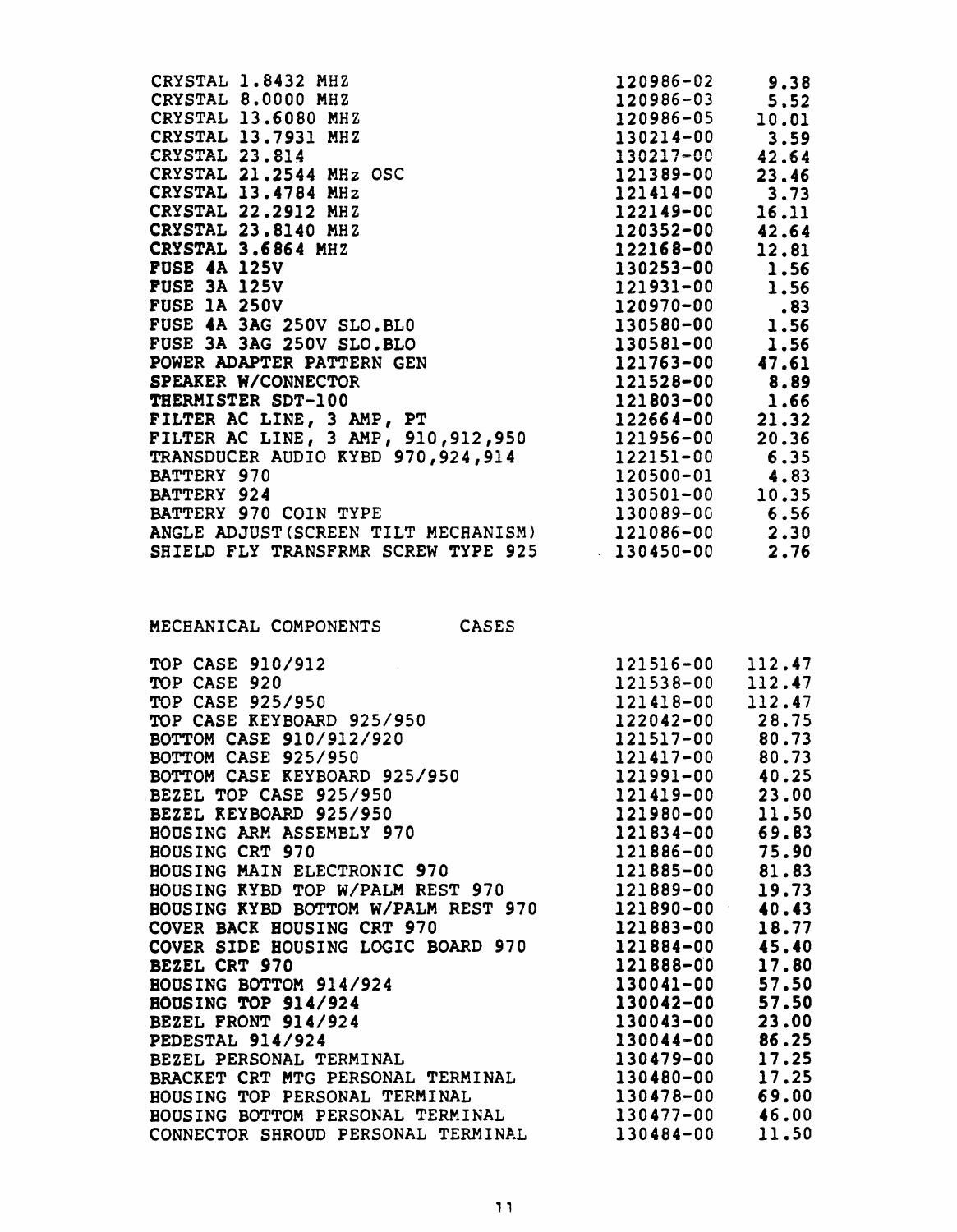| | | |
|---|---|---|
| CRYSTAL 1.8432 MHZ | 120986-02 | 9.38 |
| CRYSTAL 8.0000 MHZ | 120986-03 | 5.52 |
| CRYSTAL 13.6080 MHZ | 120986-05 | 10.01 |
| CRYSTAL 13.7931 MHZ | 130214-00 | 3.59 |
| CRYSTAL 23.814 | 130217-00 | 42.64 |
| CRYSTAL 21.2544 MHz OSC | 121389-00 | 23.46 |
| CRYSTAL 13.4784 MHz | 121414-00 | 3.73 |
| CRYSTAL 22.2912 MHZ | 122149-00 | 16.11 |
| CRYSTAL 23.8140 MHZ | 120352-00 | 42.64 |
| CRYSTAL 3.6864 MHZ | 122168-00 | 12.81 |
| FUSE 4A 125V | 130253-00 | 1.56 |
| FUSE 3A 125V | 121931-00 | 1.56 |
| FUSE 1A 250V | 120970-00 | .83 |
| FUSE 4A 3AG 250V SLO.BLO | 130580-00 | 1.56 |
| FUSE 3A 3AG 250V SLO.BLO | 130581-00 | 1.56 |
| POWER ADAPTER PATTERN GEN | 121763-00 | 47.61 |
| SPEAKER W/CONNECTOR | 121528-00 | 8.89 |
| THERMISTER SDT-100 | 121803-00 | 1.66 |
| FILTER AC LINE, 3 AMP, PT | 122664-00 | 21.32 |
| FILTER AC LINE, 3 AMP, 910,912,950 | 121956-00 | 20.36 |
| TRANSDUCER AUDIO KYBD 970,924,914 | 122151-00 | 6.35 |
| BATTERY 970 | 120500-01 | 4.83 |
| BATTERY 924 | 130501-00 | 10.35 |
| BATTERY 970 COIN TYPE | 130089-00 | 6.56 |
| ANGLE ADJUST(SCREEN TILT MECHANISM) | 121086-00 | 2.30 |
| SHIELD FLY TRANSFRMR SCREW TYPE 925 | 130450-00 | 2.76 |

MECHANICAL COMPONENTS CASES

| | | |
|---|---|---|
| TOP CASE 910/912 | 121516-00 | 112.47 |
| TOP CASE 920 | 121538-00 | 112.47 |
| TOP CASE 925/950 | 121418-00 | 112.47 |
| TOP CASE KEYBOARD 925/950 | 122042-00 | 28.75 |
| BOTTOM CASE 910/912/920 | 121517-00 | 80.73 |
| BOTTOM CASE 925/950 | 121417-00 | 80.73 |
| BOTTOM CASE KEYBOARD 925/950 | 121991-00 | 40.25 |
| BEZEL TOP CASE 925/950 | 121419-00 | 23.00 |
| BEZEL KEYBOARD 925/950 | 121980-00 | 11.50 |
| HOUSING ARM ASSEMBLY 970 | 121834-00 | 69.83 |
| HOUSING CRT 970 | 121886-00 | 75.90 |
| HOUSING MAIN ELECTRONIC 970 | 121885-00 | 81.83 |
| HOUSING KYBD TOP W/PALM REST 970 | 121889-00 | 19.73 |
| HOUSING KYBD BOTTOM W/PALM REST 970 | 121890-00 | 40.43 |
| COVER BACK HOUSING CRT 970 | 121883-00 | 18.77 |
| COVER SIDE HOUSING LOGIC BOARD 970 | 121884-00 | 45.40 |
| BEZEL CRT 970 | 121888-00 | 17.80 |
| HOUSING BOTTOM 914/924 | 130041-00 | 57.50 |
| HOUSING TOP 914/924 | 130042-00 | 57.50 |
| BEZEL FRONT 914/924 | 130043-00 | 23.00 |
| PEDESTAL 914/924 | 130044-00 | 86.25 |
| BEZEL PERSONAL TERMINAL | 130479-00 | 17.25 |
| BRACKET CRT MTG PERSONAL TERMINAL | 130480-00 | 17.25 |
| HOUSING TOP PERSONAL TERMINAL | 130478-00 | 69.00 |
| HOUSING BOTTOM PERSONAL TERMINAL | 130477-00 | 46.00 |
| CONNECTOR SHROUD PERSONAL TERMINAL | 130484-00 | 11.50 |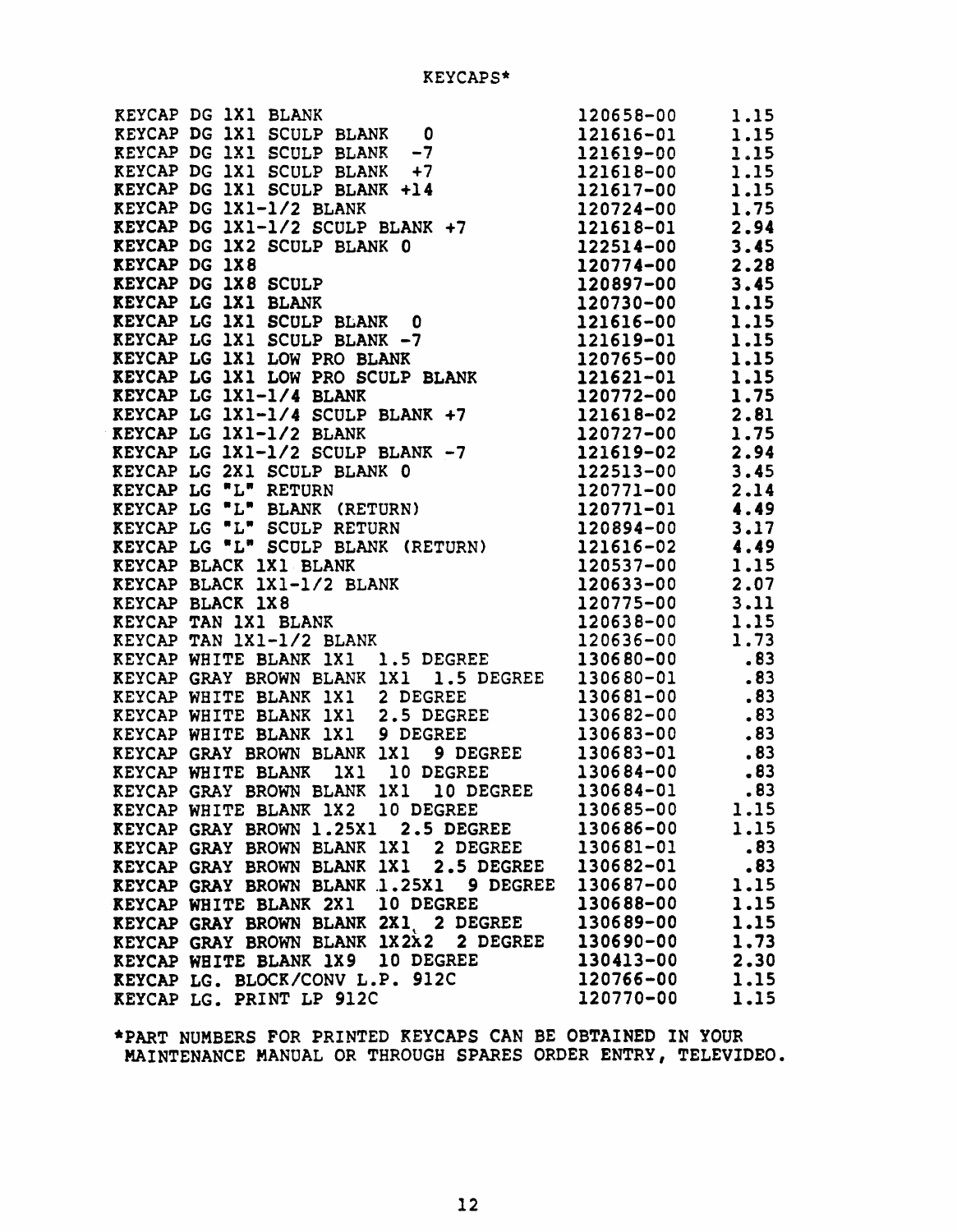# KEYCAPS*

| Description | Part Number | Price |
|---|---|---|
| KEYCAP DG 1X1 BLANK | 120658-00 | 1.15 |
| KEYCAP DG 1X1 SCULP BLANK 0 | 121616-01 | 1.15 |
| KEYCAP DG 1X1 SCULP BLANK -7 | 121619-00 | 1.15 |
| KEYCAP DG 1X1 SCULP BLANK +7 | 121618-00 | 1.15 |
| KEYCAP DG 1X1 SCULP BLANK +14 | 121617-00 | 1.15 |
| KEYCAP DG 1X1-1/2 BLANK | 120724-00 | 1.75 |
| KEYCAP DG 1X1-1/2 SCULP BLANK +7 | 121618-01 | 2.94 |
| KEYCAP DG 1X2 SCULP BLANK 0 | 122514-00 | 3.45 |
| KEYCAP DG 1X8 | 120774-00 | 2.28 |
| KEYCAP DG 1X8 SCULP | 120897-00 | 3.45 |
| KEYCAP LG 1X1 BLANK | 120730-00 | 1.15 |
| KEYCAP LG 1X1 SCULP BLANK 0 | 121616-00 | 1.15 |
| KEYCAP LG 1X1 SCULP BLANK -7 | 121619-01 | 1.15 |
| KEYCAP LG 1X1 LOW PRO BLANK | 120765-00 | 1.15 |
| KEYCAP LG 1X1 LOW PRO SCULP BLANK | 121621-01 | 1.15 |
| KEYCAP LG 1X1-1/4 BLANK | 120772-00 | 1.75 |
| KEYCAP LG 1X1-1/4 SCULP BLANK +7 | 121618-02 | 2.81 |
| KEYCAP LG 1X1-1/2 BLANK | 120727-00 | 1.75 |
| KEYCAP LG 1X1-1/2 SCULP BLANK -7 | 121619-02 | 2.94 |
| KEYCAP LG 2X1 SCULP BLANK 0 | 122513-00 | 3.45 |
| KEYCAP LG "L" RETURN | 120771-00 | 2.14 |
| KEYCAP LG "L" BLANK (RETURN) | 120771-01 | 4.49 |
| KEYCAP LG "L" SCULP RETURN | 120894-00 | 3.17 |
| KEYCAP LG "L" SCULP BLANK (RETURN) | 121616-02 | 4.49 |
| KEYCAP BLACK 1X1 BLANK | 120537-00 | 1.15 |
| KEYCAP BLACK 1X1-1/2 BLANK | 120633-00 | 2.07 |
| KEYCAP BLACK 1X8 | 120775-00 | 3.11 |
| KEYCAP TAN 1X1 BLANK | 120638-00 | 1.15 |
| KEYCAP TAN 1X1-1/2 BLANK | 120636-00 | 1.73 |
| KEYCAP WHITE BLANK 1X1 1.5 DEGREE | 130680-00 | .83 |
| KEYCAP GRAY BROWN BLANK 1X1 1.5 DEGREE | 130680-01 | .83 |
| KEYCAP WHITE BLANK 1X1 2 DEGREE | 130681-00 | .83 |
| KEYCAP WHITE BLANK 1X1 2.5 DEGREE | 130682-00 | .83 |
| KEYCAP WHITE BLANK 1X1 9 DEGREE | 130683-00 | .83 |
| KEYCAP GRAY BROWN BLANK 1X1 9 DEGREE | 130683-01 | .83 |
| KEYCAP WHITE BLANK 1X1 10 DEGREE | 130684-00 | .83 |
| KEYCAP GRAY BROWN BLANK 1X1 10 DEGREE | 130684-01 | .83 |
| KEYCAP WHITE BLANK 1X2 10 DEGREE | 130685-00 | 1.15 |
| KEYCAP GRAY BROWN 1.25X1 2.5 DEGREE | 130686-00 | 1.15 |
| KEYCAP GRAY BROWN BLANK 1X1 2 DEGREE | 130681-01 | .83 |
| KEYCAP GRAY BROWN BLANK 1X1 2.5 DEGREE | 130682-01 | .83 |
| KEYCAP GRAY BROWN BLANK 1.25X1 9 DEGREE | 130687-00 | 1.15 |
| KEYCAP WHITE BLANK 2X1 10 DEGREE | 130688-00 | 1.15 |
| KEYCAP GRAY BROWN BLANK 2X1 2 DEGREE | 130689-00 | 1.15 |
| KEYCAP GRAY BROWN BLANK 1X2X2 2 DEGREE | 130690-00 | 1.73 |
| KEYCAP WHITE BLANK 1X9 10 DEGREE | 130413-00 | 2.30 |
| KEYCAP LG. BLOCK/CONV L.P. 912C | 120766-00 | 1.15 |
| KEYCAP LG. PRINT LP 912C | 120770-00 | 1.15 |

*PART NUMBERS FOR PRINTED KEYCAPS CAN BE OBTAINED IN YOUR MAINTENANCE MANUAL OR THROUGH SPARES ORDER ENTRY, TELEVIDEO.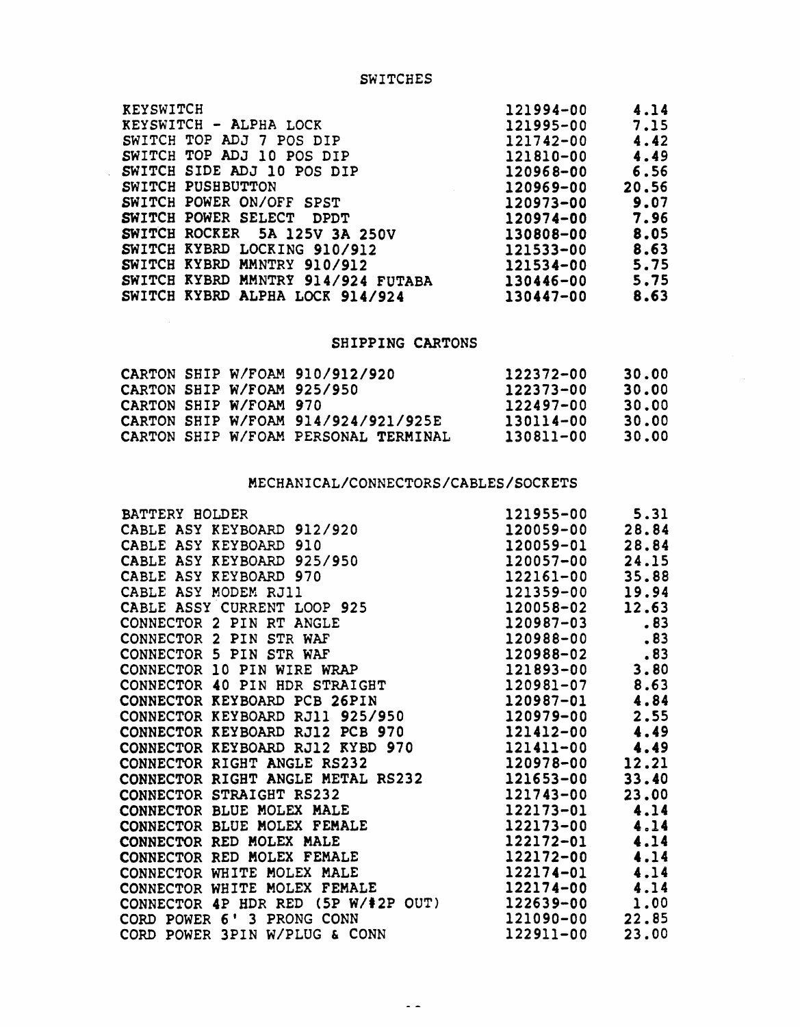## SWITCHES

| | | |
|---|---|---|
| KEYSWITCH | 121994-00 | 4.14 |
| KEYSWITCH - ALPHA LOCK | 121995-00 | 7.15 |
| SWITCH TOP ADJ 7 POS DIP | 121742-00 | 4.42 |
| SWITCH TOP ADJ 10 POS DIP | 121810-00 | 4.49 |
| SWITCH SIDE ADJ 10 POS DIP | 120968-00 | 6.56 |
| SWITCH PUSHBUTTON | 120969-00 | 20.56 |
| SWITCH POWER ON/OFF SPST | 120973-00 | 9.07 |
| SWITCH POWER SELECT DPDT | 120974-00 | 7.96 |
| SWITCH ROCKER 5A 125V 3A 250V | 130808-00 | 8.05 |
| SWITCH KYBRD LOCKING 910/912 | 121533-00 | 8.63 |
| SWITCH KYBRD MMNTRY 910/912 | 121534-00 | 5.75 |
| SWITCH KYBRD MMNTRY 914/924 FUTABA | 130446-00 | 5.75 |
| SWITCH KYBRD ALPHA LOCK 914/924 | 130447-00 | 8.63 |

## SHIPPING CARTONS

| | | |
|---|---|---|
| CARTON SHIP W/FOAM 910/912/920 | 122372-00 | 30.00 |
| CARTON SHIP W/FOAM 925/950 | 122373-00 | 30.00 |
| CARTON SHIP W/FOAM 970 | 122497-00 | 30.00 |
| CARTON SHIP W/FOAM 914/924/921/925E | 130114-00 | 30.00 |
| CARTON SHIP W/FOAM PERSONAL TERMINAL | 130811-00 | 30.00 |

## MECHANICAL/CONNECTORS/CABLES/SOCKETS

| | | |
|---|---|---|
| BATTERY HOLDER | 121955-00 | 5.31 |
| CABLE ASY KEYBOARD 912/920 | 120059-00 | 28.84 |
| CABLE ASY KEYBOARD 910 | 120059-01 | 28.84 |
| CABLE ASY KEYBOARD 925/950 | 120057-00 | 24.15 |
| CABLE ASY KEYBOARD 970 | 122161-00 | 35.88 |
| CABLE ASY MODEM RJ11 | 121359-00 | 19.94 |
| CABLE ASSY CURRENT LOOP 925 | 120058-02 | 12.63 |
| CONNECTOR 2 PIN RT ANGLE | 120987-03 | .83 |
| CONNECTOR 2 PIN STR WAF | 120988-00 | .83 |
| CONNECTOR 5 PIN STR WAF | 120988-02 | .83 |
| CONNECTOR 10 PIN WIRE WRAP | 121893-00 | 3.80 |
| CONNECTOR 40 PIN HDR STRAIGHT | 120981-07 | 8.63 |
| CONNECTOR KEYBOARD PCB 26PIN | 120987-01 | 4.84 |
| CONNECTOR KEYBOARD RJ11 925/950 | 120979-00 | 2.55 |
| CONNECTOR KEYBOARD RJ12 PCB 970 | 121412-00 | 4.49 |
| CONNECTOR KEYBOARD RJ12 KYBD 970 | 121411-00 | 4.49 |
| CONNECTOR RIGHT ANGLE RS232 | 120978-00 | 12.21 |
| CONNECTOR RIGHT ANGLE METAL RS232 | 121653-00 | 33.40 |
| CONNECTOR STRAIGHT RS232 | 121743-00 | 23.00 |
| CONNECTOR BLUE MOLEX MALE | 122173-01 | 4.14 |
| CONNECTOR BLUE MOLEX FEMALE | 122173-00 | 4.14 |
| CONNECTOR RED MOLEX MALE | 122172-01 | 4.14 |
| CONNECTOR RED MOLEX FEMALE | 122172-00 | 4.14 |
| CONNECTOR WHITE MOLEX MALE | 122174-01 | 4.14 |
| CONNECTOR WHITE MOLEX FEMALE | 122174-00 | 4.14 |
| CONNECTOR 4P HDR RED (5P W/#2P OUT) | 122639-00 | 1.00 |
| CORD POWER 6' 3 PRONG CONN | 121090-00 | 22.85 |
| CORD POWER 3PIN W/PLUG & CONN | 122911-00 | 23.00 |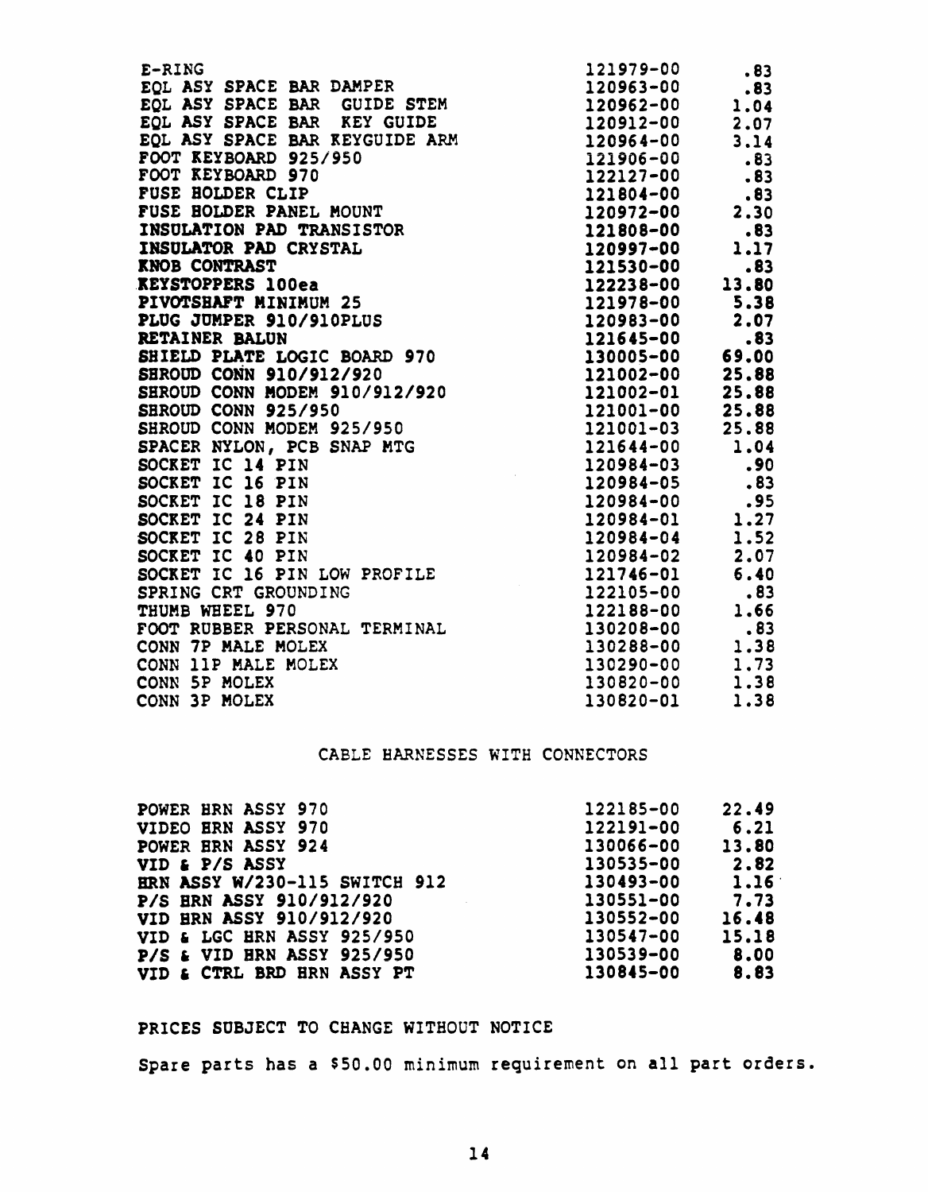| | | |
|---|---|---|
| E-RING | 121979-00 | .83 |
| EQL ASY SPACE BAR DAMPER | 120963-00 | .83 |
| EQL ASY SPACE BAR GUIDE STEM | 120962-00 | 1.04 |
| EQL ASY SPACE BAR KEY GUIDE | 120912-00 | 2.07 |
| EQL ASY SPACE BAR KEYGUIDE ARM | 120964-00 | 3.14 |
| FOOT KEYBOARD 925/950 | 121906-00 | .83 |
| FOOT KEYBOARD 970 | 122127-00 | .83 |
| FUSE HOLDER CLIP | 121804-00 | .83 |
| FUSE HOLDER PANEL MOUNT | 120972-00 | 2.30 |
| INSULATION PAD TRANSISTOR | 121808-00 | .83 |
| INSULATOR PAD CRYSTAL | 120997-00 | 1.17 |
| KNOB CONTRAST | 121530-00 | .83 |
| KEYSTOPPERS 100ea | 122238-00 | 13.80 |
| PIVOTSHAFT MINIMUM 25 | 121978-00 | 5.38 |
| PLUG JUMPER 910/910PLUS | 120983-00 | 2.07 |
| RETAINER BALUN | 121645-00 | .83 |
| SHIELD PLATE LOGIC BOARD 970 | 130005-00 | 69.00 |
| SHROUD CONN 910/912/920 | 121002-00 | 25.88 |
| SHROUD CONN MODEM 910/912/920 | 121002-01 | 25.88 |
| SHROUD CONN 925/950 | 121001-00 | 25.88 |
| SHROUD CONN MODEM 925/950 | 121001-03 | 25.88 |
| SPACER NYLON, PCB SNAP MTG | 121644-00 | 1.04 |
| SOCKET IC 14 PIN | 120984-03 | .90 |
| SOCKET IC 16 PIN | 120984-05 | .83 |
| SOCKET IC 18 PIN | 120984-00 | .95 |
| SOCKET IC 24 PIN | 120984-01 | 1.27 |
| SOCKET IC 28 PIN | 120984-04 | 1.52 |
| SOCKET IC 40 PIN | 120984-02 | 2.07 |
| SOCKET IC 16 PIN LOW PROFILE | 121746-01 | 6.40 |
| SPRING CRT GROUNDING | 122105-00 | .83 |
| THUMB WHEEL 970 | 122188-00 | 1.66 |
| FOOT RUBBER PERSONAL TERMINAL | 130208-00 | .83 |
| CONN 7P MALE MOLEX | 130288-00 | 1.38 |
| CONN 11P MALE MOLEX | 130290-00 | 1.73 |
| CONN 5P MOLEX | 130820-00 | 1.38 |
| CONN 3P MOLEX | 130820-01 | 1.38 |

## CABLE HARNESSES WITH CONNECTORS

| | | |
|---|---|---|
| POWER HRN ASSY 970 | 122185-00 | 22.49 |
| VIDEO HRN ASSY 970 | 122191-00 | 6.21 |
| POWER HRN ASSY 924 | 130066-00 | 13.80 |
| VID & P/S ASSY | 130535-00 | 2.82 |
| HRN ASSY W/230-115 SWITCH 912 | 130493-00 | 1.16 |
| P/S HRN ASSY 910/912/920 | 130551-00 | 7.73 |
| VID HRN ASSY 910/912/920 | 130552-00 | 16.48 |
| VID & LGC HRN ASSY 925/950 | 130547-00 | 15.18 |
| P/S & VID HRN ASSY 925/950 | 130539-00 | 8.00 |
| VID & CTRL BRD HRN ASSY PT | 130845-00 | 8.83 |

PRICES SUBJECT TO CHANGE WITHOUT NOTICE

Spare parts has a $50.00 minimum requirement on all part orders.